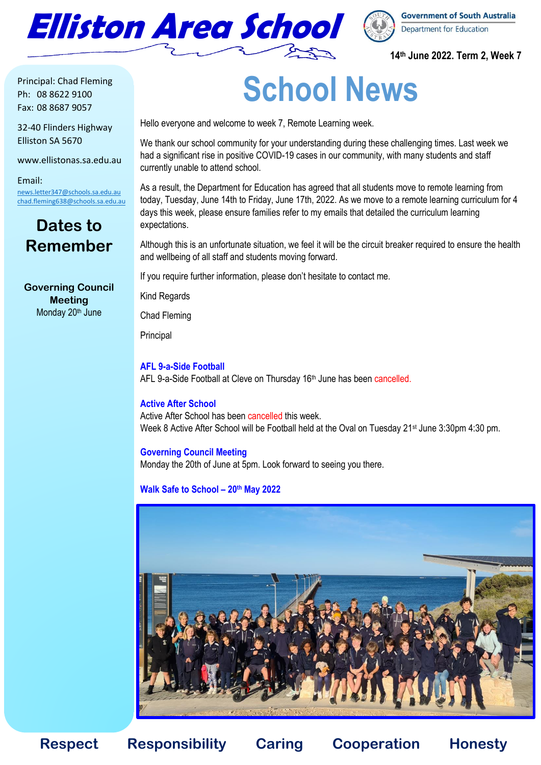# Elliston Area School

Government of South Australia
Department for Education

**14th June 2022. Term 2, Week 7**

Principal: Chad Fleming
Ph: 08 8622 9100
Fax: 08 8687 9057

32-40 Flinders Highway
Elliston SA 5670

www.ellistonas.sa.edu.au

Email:
news.letter347@schools.sa.edu.au
chad.fleming638@schools.sa.edu.au

## Dates to Remember

**Governing Council Meeting**
Monday 20th June

# School News

Hello everyone and welcome to week 7, Remote Learning week.

We thank our school community for your understanding during these challenging times. Last week we had a significant rise in positive COVID-19 cases in our community, with many students and staff currently unable to attend school.

As a result, the Department for Education has agreed that all students move to remote learning from today, Tuesday, June 14th to Friday, June 17th, 2022. As we move to a remote learning curriculum for 4 days this week, please ensure families refer to my emails that detailed the curriculum learning expectations.

Although this is an unfortunate situation, we feel it will be the circuit breaker required to ensure the health and wellbeing of all staff and students moving forward.

If you require further information, please don't hesitate to contact me.

Kind Regards

Chad Fleming

Principal

### AFL 9-a-Side Football

AFL 9-a-Side Football at Cleve on Thursday 16th June has been cancelled.

### Active After School

Active After School has been cancelled this week.
Week 8 Active After School will be Football held at the Oval on Tuesday 21st June 3:30pm 4:30 pm.

### Governing Council Meeting

Monday the 20th of June at 5pm. Look forward to seeing you there.

### Walk Safe to School – 20th May 2022

**Respect Responsibility Caring Cooperation Honesty**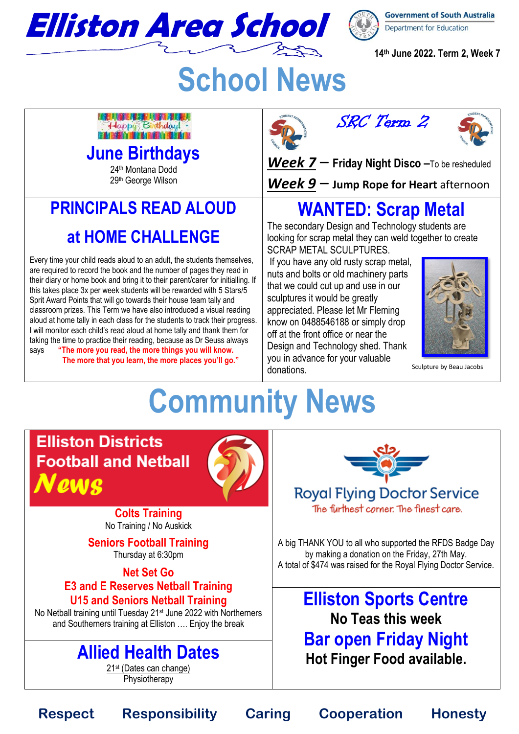# Elliston Area School

Government of South Australia
Department for Education

14th June 2022. Term 2, Week 7

# School News

## June Birthdays

24th Montana Dodd
29th George Wilson

## SRC Term 2

**Week 7** – **Friday Night Disco** –To be resheduled

**Week 9** – **Jump Rope for Heart** afternoon

## PRINCIPALS READ ALOUD at HOME CHALLENGE

Every time your child reads aloud to an adult, the students themselves, are required to record the book and the number of pages they read in their diary or home book and bring it to their parent/carer for initialling. If this takes place 3x per week students will be rewarded with 5 Stars/5 Sprit Award Points that will go towards their house team tally and classroom prizes. This Term we have also introduced a visual reading aloud at home tally in each class for the students to track their progress. I will monitor each child's read aloud at home tally and thank them for taking the time to practice their reading, because as Dr Seuss always says **"The more you read, the more things you will know. The more that you learn, the more places you'll go."**

## WANTED: Scrap Metal

The secondary Design and Technology students are looking for scrap metal they can weld together to create SCRAP METAL SCULPTURES.

If you have any old rusty scrap metal, nuts and bolts or old machinery parts that we could cut up and use in our sculptures it would be greatly appreciated. Please let Mr Fleming know on 0488546188 or simply drop off at the front office or near the Design and Technology shed. Thank you in advance for your valuable donations.

Sculpture by Beau Jacobs

# Community News

## Elliston Districts Football and Netball News

### Colts Training

No Training / No Auskick

### Seniors Football Training

Thursday at 6:30pm

### Net Set Go

### E3 and E Reserves Netball Training

### U15 and Seniors Netball Training

No Netball training until Tuesday 21st June 2022 with Northerners and Southerners training at Elliston …. Enjoy the break

## Royal Flying Doctor Service

The furthest corner. The finest care.

A big THANK YOU to all who supported the RFDS Badge Day by making a donation on the Friday, 27th May.
A total of $474 was raised for the Royal Flying Doctor Service.

## Allied Health Dates

21st (Dates can change)
Physiotherapy

## Elliston Sports Centre

**No Teas this week**

## Bar open Friday Night

**Hot Finger Food available.**

**Respect Responsibility Caring Cooperation Honesty**